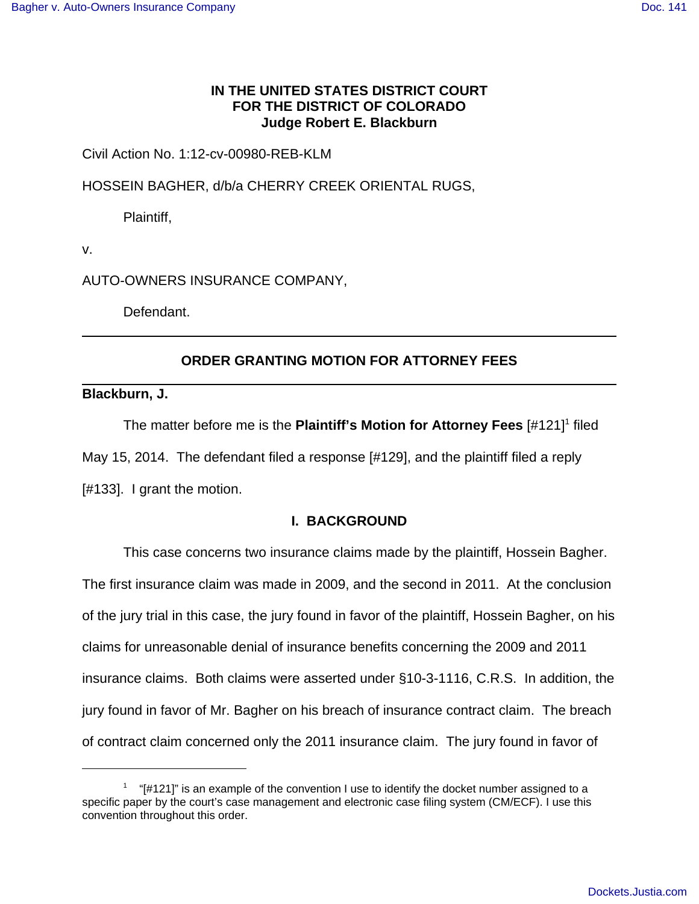**IN THE UNITED STATES DISTRICT COURT**
**FOR THE DISTRICT OF COLORADO**
**Judge Robert E. Blackburn**

Civil Action No. 1:12-cv-00980-REB-KLM

HOSSEIN BAGHER, d/b/a CHERRY CREEK ORIENTAL RUGS,

Plaintiff,

v.

AUTO-OWNERS INSURANCE COMPANY,

Defendant.

---

## ORDER GRANTING MOTION FOR ATTORNEY FEES

---

**Blackburn, J.**

The matter before me is the **Plaintiff's Motion for Attorney Fees** [#121][1] filed May 15, 2014. The defendant filed a response [#129], and the plaintiff filed a reply [#133]. I grant the motion.

## I. BACKGROUND

This case concerns two insurance claims made by the plaintiff, Hossein Bagher. The first insurance claim was made in 2009, and the second in 2011. At the conclusion of the jury trial in this case, the jury found in favor of the plaintiff, Hossein Bagher, on his claims for unreasonable denial of insurance benefits concerning the 2009 and 2011 insurance claims. Both claims were asserted under §10-3-1116, C.R.S. In addition, the jury found in favor of Mr. Bagher on his breach of insurance contract claim. The breach of contract claim concerned only the 2011 insurance claim. The jury found in favor of

---

[1] "[#121]" is an example of the convention I use to identify the docket number assigned to a specific paper by the court's case management and electronic case filing system (CM/ECF). I use this convention throughout this order.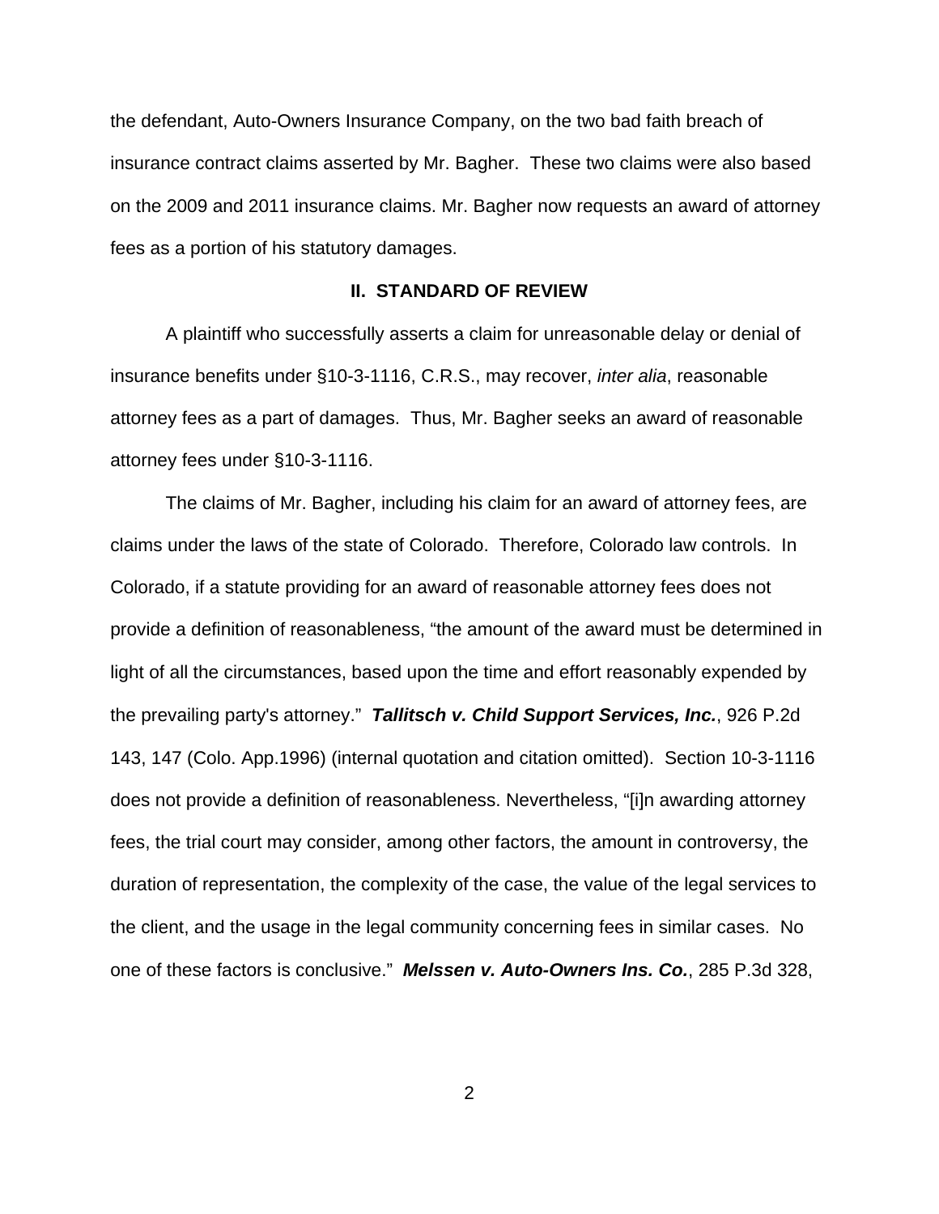the defendant, Auto-Owners Insurance Company, on the two bad faith breach of insurance contract claims asserted by Mr. Bagher. These two claims were also based on the 2009 and 2011 insurance claims. Mr. Bagher now requests an award of attorney fees as a portion of his statutory damages.

## II. STANDARD OF REVIEW

A plaintiff who successfully asserts a claim for unreasonable delay or denial of insurance benefits under §10-3-1116, C.R.S., may recover, *inter alia*, reasonable attorney fees as a part of damages. Thus, Mr. Bagher seeks an award of reasonable attorney fees under §10-3-1116.

The claims of Mr. Bagher, including his claim for an award of attorney fees, are claims under the laws of the state of Colorado. Therefore, Colorado law controls. In Colorado, if a statute providing for an award of reasonable attorney fees does not provide a definition of reasonableness, "the amount of the award must be determined in light of all the circumstances, based upon the time and effort reasonably expended by the prevailing party's attorney." ***Tallitsch v. Child Support Services, Inc.***, 926 P.2d 143, 147 (Colo. App.1996) (internal quotation and citation omitted). Section 10-3-1116 does not provide a definition of reasonableness. Nevertheless, "[i]n awarding attorney fees, the trial court may consider, among other factors, the amount in controversy, the duration of representation, the complexity of the case, the value of the legal services to the client, and the usage in the legal community concerning fees in similar cases. No one of these factors is conclusive." ***Melssen v. Auto-Owners Ins. Co.***, 285 P.3d 328,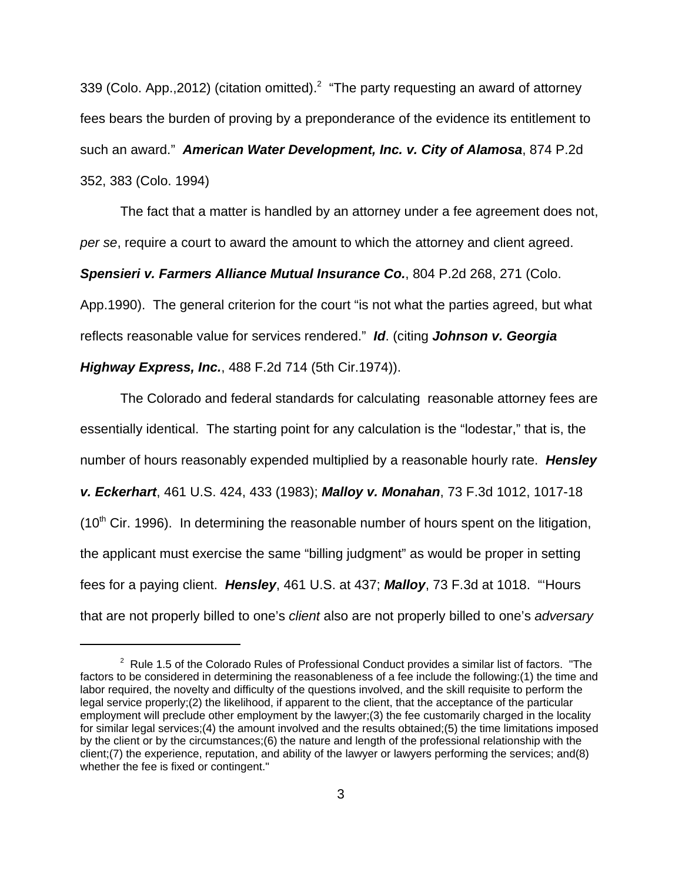339 (Colo. App.,2012) (citation omitted).[2] "The party requesting an award of attorney fees bears the burden of proving by a preponderance of the evidence its entitlement to such an award." ***American Water Development, Inc. v. City of Alamosa***, 874 P.2d 352, 383 (Colo. 1994)

The fact that a matter is handled by an attorney under a fee agreement does not, *per se*, require a court to award the amount to which the attorney and client agreed. ***Spensieri v. Farmers Alliance Mutual Insurance Co.***, 804 P.2d 268, 271 (Colo. App.1990). The general criterion for the court "is not what the parties agreed, but what reflects reasonable value for services rendered." ***Id***. (citing ***Johnson v. Georgia Highway Express, Inc.***, 488 F.2d 714 (5th Cir.1974)).

The Colorado and federal standards for calculating reasonable attorney fees are essentially identical. The starting point for any calculation is the "lodestar," that is, the number of hours reasonably expended multiplied by a reasonable hourly rate. ***Hensley v. Eckerhart***, 461 U.S. 424, 433 (1983); ***Malloy v. Monahan***, 73 F.3d 1012, 1017-18 (10th Cir. 1996). In determining the reasonable number of hours spent on the litigation, the applicant must exercise the same "billing judgment" as would be proper in setting fees for a paying client. ***Hensley***, 461 U.S. at 437; ***Malloy***, 73 F.3d at 1018. "'Hours that are not properly billed to one's *client* also are not properly billed to one's *adversary*

---

[2] Rule 1.5 of the Colorado Rules of Professional Conduct provides a similar list of factors. "The factors to be considered in determining the reasonableness of a fee include the following:(1) the time and labor required, the novelty and difficulty of the questions involved, and the skill requisite to perform the legal service properly;(2) the likelihood, if apparent to the client, that the acceptance of the particular employment will preclude other employment by the lawyer;(3) the fee customarily charged in the locality for similar legal services;(4) the amount involved and the results obtained;(5) the time limitations imposed by the client or by the circumstances;(6) the nature and length of the professional relationship with the client;(7) the experience, reputation, and ability of the lawyer or lawyers performing the services; and(8) whether the fee is fixed or contingent."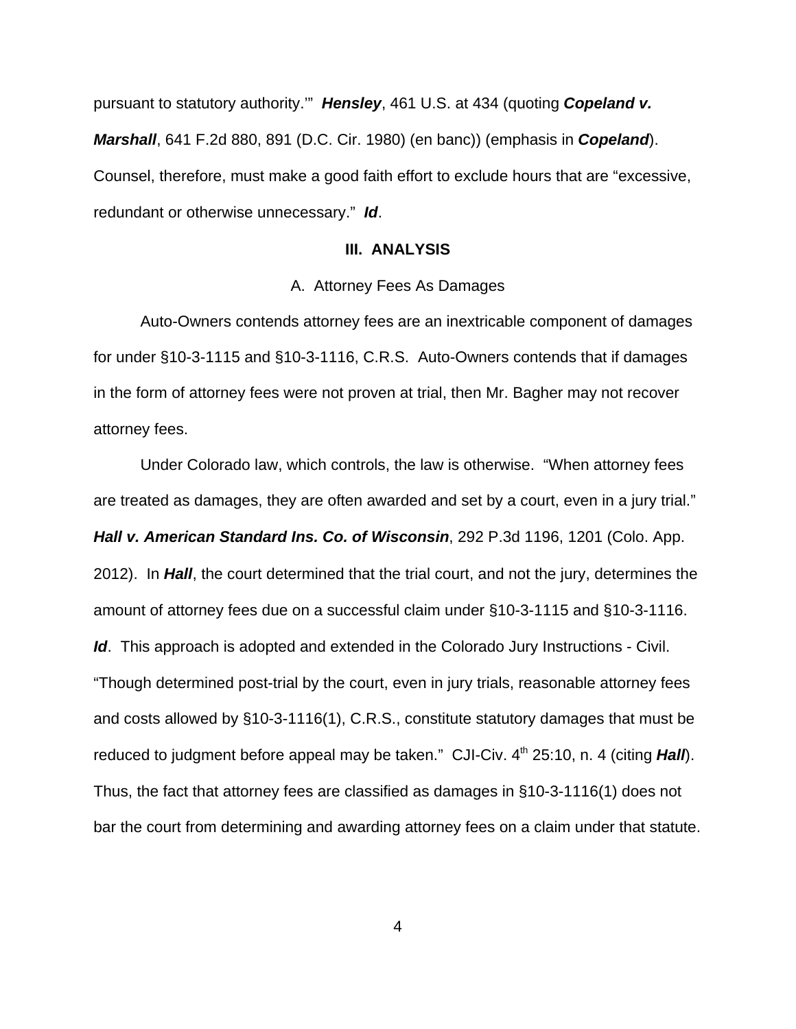pursuant to statutory authority.'" ***Hensley***, 461 U.S. at 434 (quoting ***Copeland v. Marshall***, 641 F.2d 880, 891 (D.C. Cir. 1980) (en banc)) (emphasis in ***Copeland***). Counsel, therefore, must make a good faith effort to exclude hours that are "excessive, redundant or otherwise unnecessary." ***Id***.

## III. ANALYSIS

### A. Attorney Fees As Damages

Auto-Owners contends attorney fees are an inextricable component of damages for under §10-3-1115 and §10-3-1116, C.R.S. Auto-Owners contends that if damages in the form of attorney fees were not proven at trial, then Mr. Bagher may not recover attorney fees.

Under Colorado law, which controls, the law is otherwise. "When attorney fees are treated as damages, they are often awarded and set by a court, even in a jury trial." ***Hall v. American Standard Ins. Co. of Wisconsin***, 292 P.3d 1196, 1201 (Colo. App. 2012). In ***Hall***, the court determined that the trial court, and not the jury, determines the amount of attorney fees due on a successful claim under §10-3-1115 and §10-3-1116. ***Id***. This approach is adopted and extended in the Colorado Jury Instructions - Civil. "Though determined post-trial by the court, even in jury trials, reasonable attorney fees and costs allowed by §10-3-1116(1), C.R.S., constitute statutory damages that must be reduced to judgment before appeal may be taken." CJI-Civ. 4th 25:10, n. 4 (citing ***Hall***). Thus, the fact that attorney fees are classified as damages in §10-3-1116(1) does not bar the court from determining and awarding attorney fees on a claim under that statute.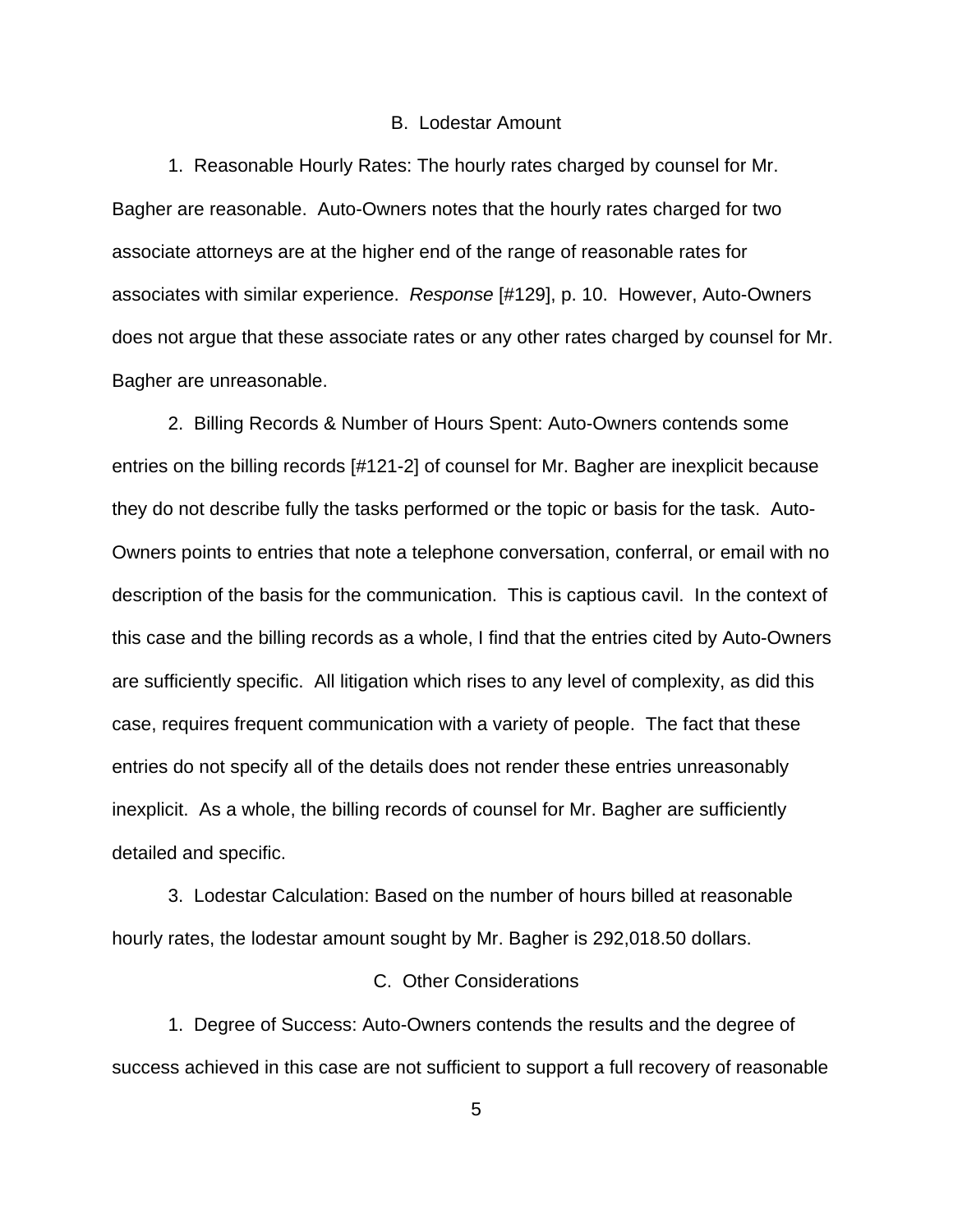### B. Lodestar Amount

1. Reasonable Hourly Rates: The hourly rates charged by counsel for Mr. Bagher are reasonable. Auto-Owners notes that the hourly rates charged for two associate attorneys are at the higher end of the range of reasonable rates for associates with similar experience. *Response* [#129], p. 10. However, Auto-Owners does not argue that these associate rates or any other rates charged by counsel for Mr. Bagher are unreasonable.

2. Billing Records & Number of Hours Spent: Auto-Owners contends some entries on the billing records [#121-2] of counsel for Mr. Bagher are inexplicit because they do not describe fully the tasks performed or the topic or basis for the task. Auto-Owners points to entries that note a telephone conversation, conferral, or email with no description of the basis for the communication. This is captious cavil. In the context of this case and the billing records as a whole, I find that the entries cited by Auto-Owners are sufficiently specific. All litigation which rises to any level of complexity, as did this case, requires frequent communication with a variety of people. The fact that these entries do not specify all of the details does not render these entries unreasonably inexplicit. As a whole, the billing records of counsel for Mr. Bagher are sufficiently detailed and specific.

3. Lodestar Calculation: Based on the number of hours billed at reasonable hourly rates, the lodestar amount sought by Mr. Bagher is 292,018.50 dollars.

### C. Other Considerations

1. Degree of Success: Auto-Owners contends the results and the degree of success achieved in this case are not sufficient to support a full recovery of reasonable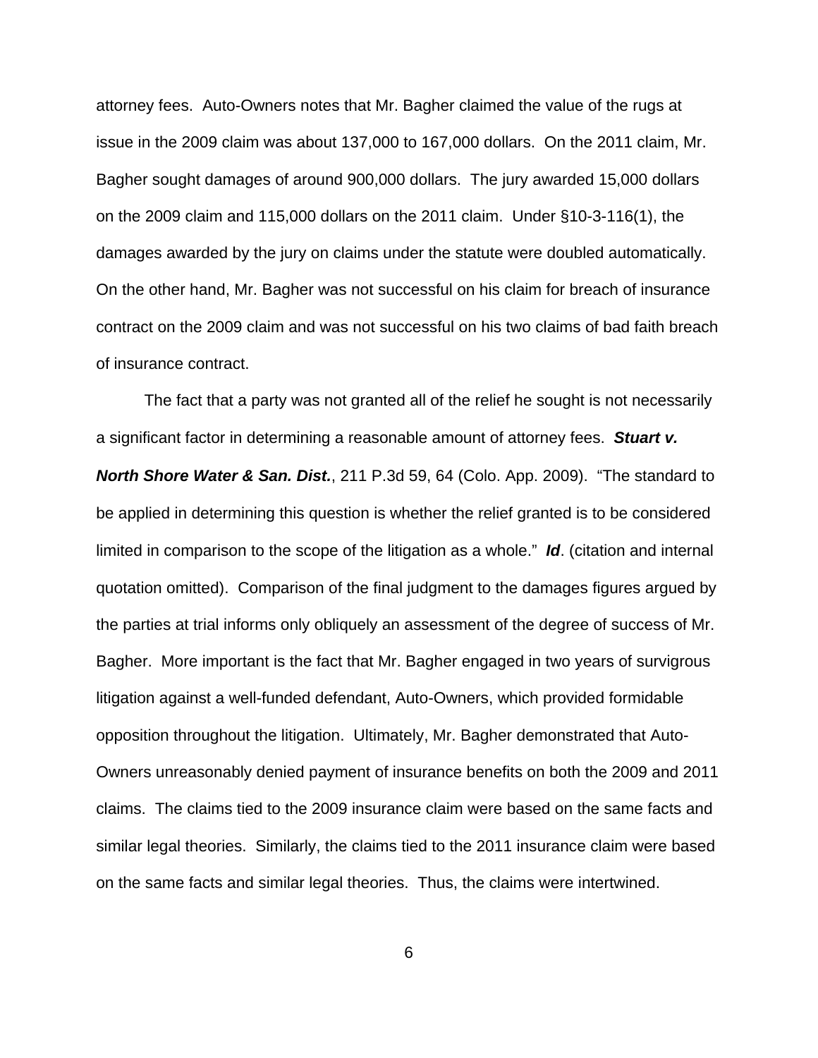attorney fees. Auto-Owners notes that Mr. Bagher claimed the value of the rugs at issue in the 2009 claim was about 137,000 to 167,000 dollars. On the 2011 claim, Mr. Bagher sought damages of around 900,000 dollars. The jury awarded 15,000 dollars on the 2009 claim and 115,000 dollars on the 2011 claim. Under §10-3-116(1), the damages awarded by the jury on claims under the statute were doubled automatically. On the other hand, Mr. Bagher was not successful on his claim for breach of insurance contract on the 2009 claim and was not successful on his two claims of bad faith breach of insurance contract.

The fact that a party was not granted all of the relief he sought is not necessarily a significant factor in determining a reasonable amount of attorney fees. ***Stuart v. North Shore Water & San. Dist.***, 211 P.3d 59, 64 (Colo. App. 2009). "The standard to be applied in determining this question is whether the relief granted is to be considered limited in comparison to the scope of the litigation as a whole." ***Id***. (citation and internal quotation omitted). Comparison of the final judgment to the damages figures argued by the parties at trial informs only obliquely an assessment of the degree of success of Mr. Bagher. More important is the fact that Mr. Bagher engaged in two years of survigrous litigation against a well-funded defendant, Auto-Owners, which provided formidable opposition throughout the litigation. Ultimately, Mr. Bagher demonstrated that Auto-Owners unreasonably denied payment of insurance benefits on both the 2009 and 2011 claims. The claims tied to the 2009 insurance claim were based on the same facts and similar legal theories. Similarly, the claims tied to the 2011 insurance claim were based on the same facts and similar legal theories. Thus, the claims were intertwined.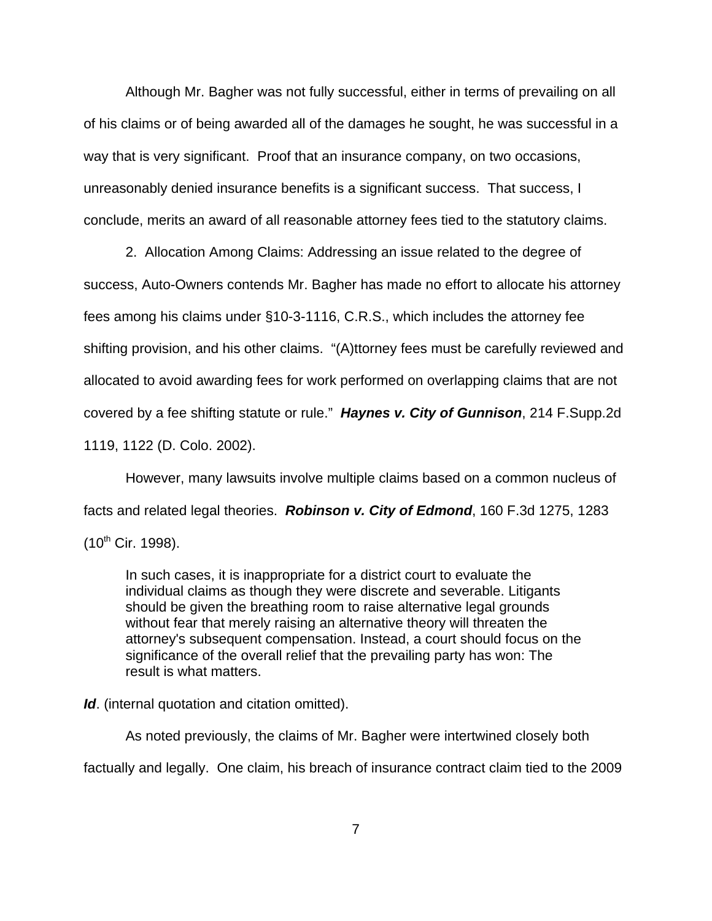Although Mr. Bagher was not fully successful, either in terms of prevailing on all of his claims or of being awarded all of the damages he sought, he was successful in a way that is very significant. Proof that an insurance company, on two occasions, unreasonably denied insurance benefits is a significant success. That success, I conclude, merits an award of all reasonable attorney fees tied to the statutory claims.

2. Allocation Among Claims: Addressing an issue related to the degree of success, Auto-Owners contends Mr. Bagher has made no effort to allocate his attorney fees among his claims under §10-3-1116, C.R.S., which includes the attorney fee shifting provision, and his other claims. "(A)ttorney fees must be carefully reviewed and allocated to avoid awarding fees for work performed on overlapping claims that are not covered by a fee shifting statute or rule." ***Haynes v. City of Gunnison***, 214 F.Supp.2d 1119, 1122 (D. Colo. 2002).

However, many lawsuits involve multiple claims based on a common nucleus of facts and related legal theories. ***Robinson v. City of Edmond***, 160 F.3d 1275, 1283 (10th Cir. 1998).

> In such cases, it is inappropriate for a district court to evaluate the individual claims as though they were discrete and severable. Litigants should be given the breathing room to raise alternative legal grounds without fear that merely raising an alternative theory will threaten the attorney's subsequent compensation. Instead, a court should focus on the significance of the overall relief that the prevailing party has won: The result is what matters.

***Id***. (internal quotation and citation omitted).

As noted previously, the claims of Mr. Bagher were intertwined closely both factually and legally. One claim, his breach of insurance contract claim tied to the 2009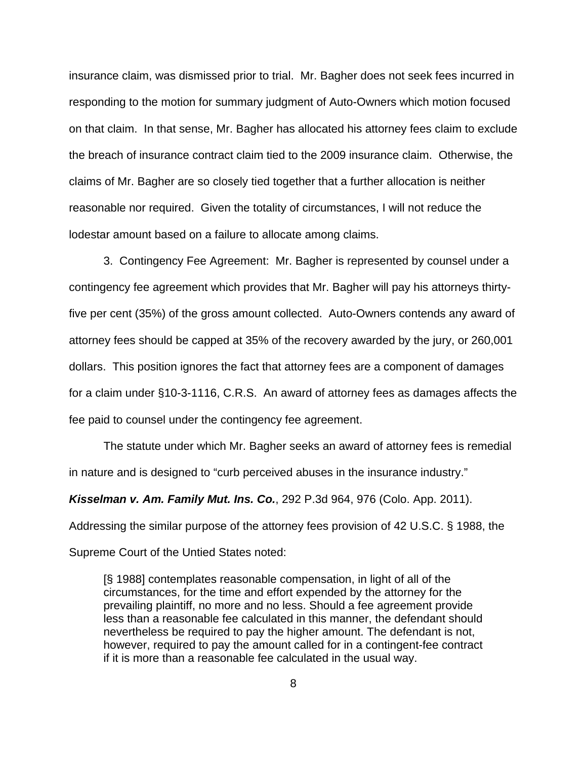insurance claim, was dismissed prior to trial. Mr. Bagher does not seek fees incurred in responding to the motion for summary judgment of Auto-Owners which motion focused on that claim. In that sense, Mr. Bagher has allocated his attorney fees claim to exclude the breach of insurance contract claim tied to the 2009 insurance claim. Otherwise, the claims of Mr. Bagher are so closely tied together that a further allocation is neither reasonable nor required. Given the totality of circumstances, I will not reduce the lodestar amount based on a failure to allocate among claims.

3. Contingency Fee Agreement: Mr. Bagher is represented by counsel under a contingency fee agreement which provides that Mr. Bagher will pay his attorneys thirty-five per cent (35%) of the gross amount collected. Auto-Owners contends any award of attorney fees should be capped at 35% of the recovery awarded by the jury, or 260,001 dollars. This position ignores the fact that attorney fees are a component of damages for a claim under §10-3-1116, C.R.S. An award of attorney fees as damages affects the fee paid to counsel under the contingency fee agreement.

The statute under which Mr. Bagher seeks an award of attorney fees is remedial in nature and is designed to "curb perceived abuses in the insurance industry." ***Kisselman v. Am. Family Mut. Ins. Co.***, 292 P.3d 964, 976 (Colo. App. 2011). Addressing the similar purpose of the attorney fees provision of 42 U.S.C. § 1988, the Supreme Court of the Untied States noted:

> [§ 1988] contemplates reasonable compensation, in light of all of the circumstances, for the time and effort expended by the attorney for the prevailing plaintiff, no more and no less. Should a fee agreement provide less than a reasonable fee calculated in this manner, the defendant should nevertheless be required to pay the higher amount. The defendant is not, however, required to pay the amount called for in a contingent-fee contract if it is more than a reasonable fee calculated in the usual way.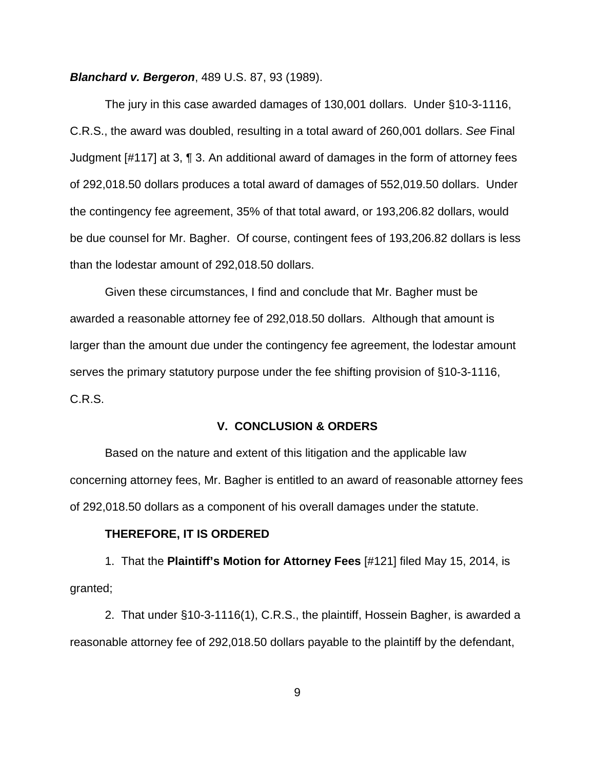***Blanchard v. Bergeron***, 489 U.S. 87, 93 (1989).

The jury in this case awarded damages of 130,001 dollars. Under §10-3-1116, C.R.S., the award was doubled, resulting in a total award of 260,001 dollars. *See* Final Judgment [#117] at 3, ¶ 3. An additional award of damages in the form of attorney fees of 292,018.50 dollars produces a total award of damages of 552,019.50 dollars. Under the contingency fee agreement, 35% of that total award, or 193,206.82 dollars, would be due counsel for Mr. Bagher. Of course, contingent fees of 193,206.82 dollars is less than the lodestar amount of 292,018.50 dollars.

Given these circumstances, I find and conclude that Mr. Bagher must be awarded a reasonable attorney fee of 292,018.50 dollars. Although that amount is larger than the amount due under the contingency fee agreement, the lodestar amount serves the primary statutory purpose under the fee shifting provision of §10-3-1116, C.R.S.

## V. CONCLUSION & ORDERS

Based on the nature and extent of this litigation and the applicable law concerning attorney fees, Mr. Bagher is entitled to an award of reasonable attorney fees of 292,018.50 dollars as a component of his overall damages under the statute.

**THEREFORE, IT IS ORDERED**

1. That the **Plaintiff's Motion for Attorney Fees** [#121] filed May 15, 2014, is granted;

2. That under §10-3-1116(1), C.R.S., the plaintiff, Hossein Bagher, is awarded a reasonable attorney fee of 292,018.50 dollars payable to the plaintiff by the defendant,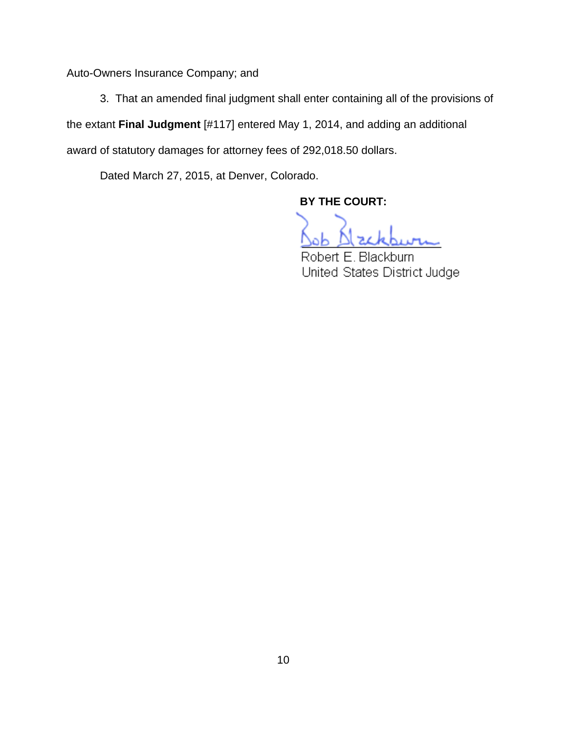Auto-Owners Insurance Company; and

3. That an amended final judgment shall enter containing all of the provisions of the extant **Final Judgment** [#117] entered May 1, 2014, and adding an additional award of statutory damages for attorney fees of 292,018.50 dollars.

Dated March 27, 2015, at Denver, Colorado.

**BY THE COURT:**

Robert E. Blackburn
United States District Judge